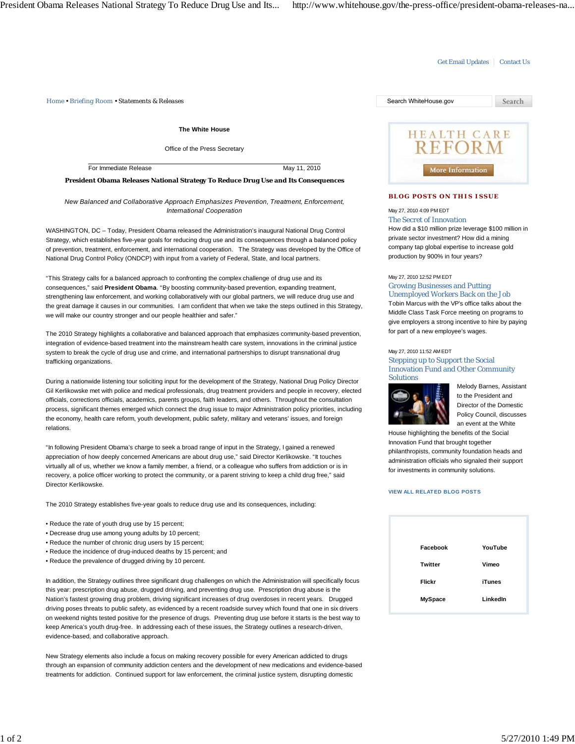Get Email Updates | Contact Us

Home • Briefing Room • Statements & Releases

**The White House**

Office of the Press Secretary

For Immediate Release May 11, 2010

**President Obama Releases National Strategy To Reduce Drug Use and Its Consequences**

*New Balanced and Collaborative Approach Emphasizes Prevention, Treatment, Enforcement, International Cooperation*

WASHINGTON, DC – Today, President Obama released the Administration's inaugural National Drug Control Strategy, which establishes five-year goals for reducing drug use and its consequences through a balanced policy of prevention, treatment, enforcement, and international cooperation. The Strategy was developed by the Office of National Drug Control Policy (ONDCP) with input from a variety of Federal, State, and local partners.

"This Strategy calls for a balanced approach to confronting the complex challenge of drug use and its consequences," said **President Obama**. "By boosting community-based prevention, expanding treatment, strengthening law enforcement, and working collaboratively with our global partners, we will reduce drug use and the great damage it causes in our communities. I am confident that when we take the steps outlined in this Strategy, we will make our country stronger and our people healthier and safer."

The 2010 Strategy highlights a collaborative and balanced approach that emphasizes community-based prevention, integration of evidence-based treatment into the mainstream health care system, innovations in the criminal justice system to break the cycle of drug use and crime, and international partnerships to disrupt transnational drug trafficking organizations.

During a nationwide listening tour soliciting input for the development of the Strategy, National Drug Policy Director Gil Kerlikowske met with police and medical professionals, drug treatment providers and people in recovery, elected officials, corrections officials, academics, parents groups, faith leaders, and others. Throughout the consultation process, significant themes emerged which connect the drug issue to major Administration policy priorities, including the economy, health care reform, youth development, public safety, military and veterans' issues, and foreign relations.

"In following President Obama's charge to seek a broad range of input in the Strategy, I gained a renewed appreciation of how deeply concerned Americans are about drug use," said Director Kerlikowske. "It touches virtually all of us, whether we know a family member, a friend, or a colleague who suffers from addiction or is in recovery, a police officer working to protect the community, or a parent striving to keep a child drug free," said Director Kerlikowske.

The 2010 Strategy establishes five-year goals to reduce drug use and its consequences, including:

- Reduce the rate of youth drug use by 15 percent;
- Decrease drug use among young adults by 10 percent;
- Reduce the number of chronic drug users by 15 percent;
- Reduce the incidence of drug-induced deaths by 15 percent; and
- Reduce the prevalence of drugged driving by 10 percent.

In addition, the Strategy outlines three significant drug challenges on which the Administration will specifically focus this year: prescription drug abuse, drugged driving, and preventing drug use. Prescription drug abuse is the Nation's fastest growing drug problem, driving significant increases of drug overdoses in recent years. Drugged driving poses threats to public safety, as evidenced by a recent roadside survey which found that one in six drivers on weekend nights tested positive for the presence of drugs. Preventing drug use before it starts is the best way to keep America's youth drug-free. In addressing each of these issues, the Strategy outlines a research-driven, evidence-based, and collaborative approach.

New Strategy elements also include a focus on making recovery possible for every American addicted to drugs through an expansion of community addiction centers and the development of new medications and evidence-based treatments for addiction. Continued support for law enforcement, the criminal justice system, disrupting domestic

Search WhiteHouse.gov | Search

HEALTH CARE REFORM

More Information

## BLOG POSTS ON THIS ISSUE

May 27, 2010 4:09 PM EDT

### The Secret of Innovation

How did a $10 million prize leverage $100 million in private sector investment? How did a mining company tap global expertise to increase gold production by 900% in four years?

May 27, 2010 12:52 PM EDT

### Growing Businesses and Putting Unemployed Workers Back on the Job

Tobin Marcus with the VP's office talks about the Middle Class Task Force meeting on programs to give employers a strong incentive to hire by paying for part of a new employee's wages.

May 27, 2010 11:52 AM EDT

### Stepping up to Support the Social Innovation Fund and Other Community Solutions

Melody Barnes, Assistant to the President and Director of the Domestic Policy Council, discusses an event at the White House highlighting the benefits of the Social Innovation Fund that brought together philanthropists, community foundation heads and administration officials who signaled their support for investments in community solutions.

VIEW ALL RELATED BLOG POSTS

| | |
|---|---|
| Facebook | YouTube |
| Twitter | Vimeo |
| Flickr | iTunes |
| MySpace | LinkedIn |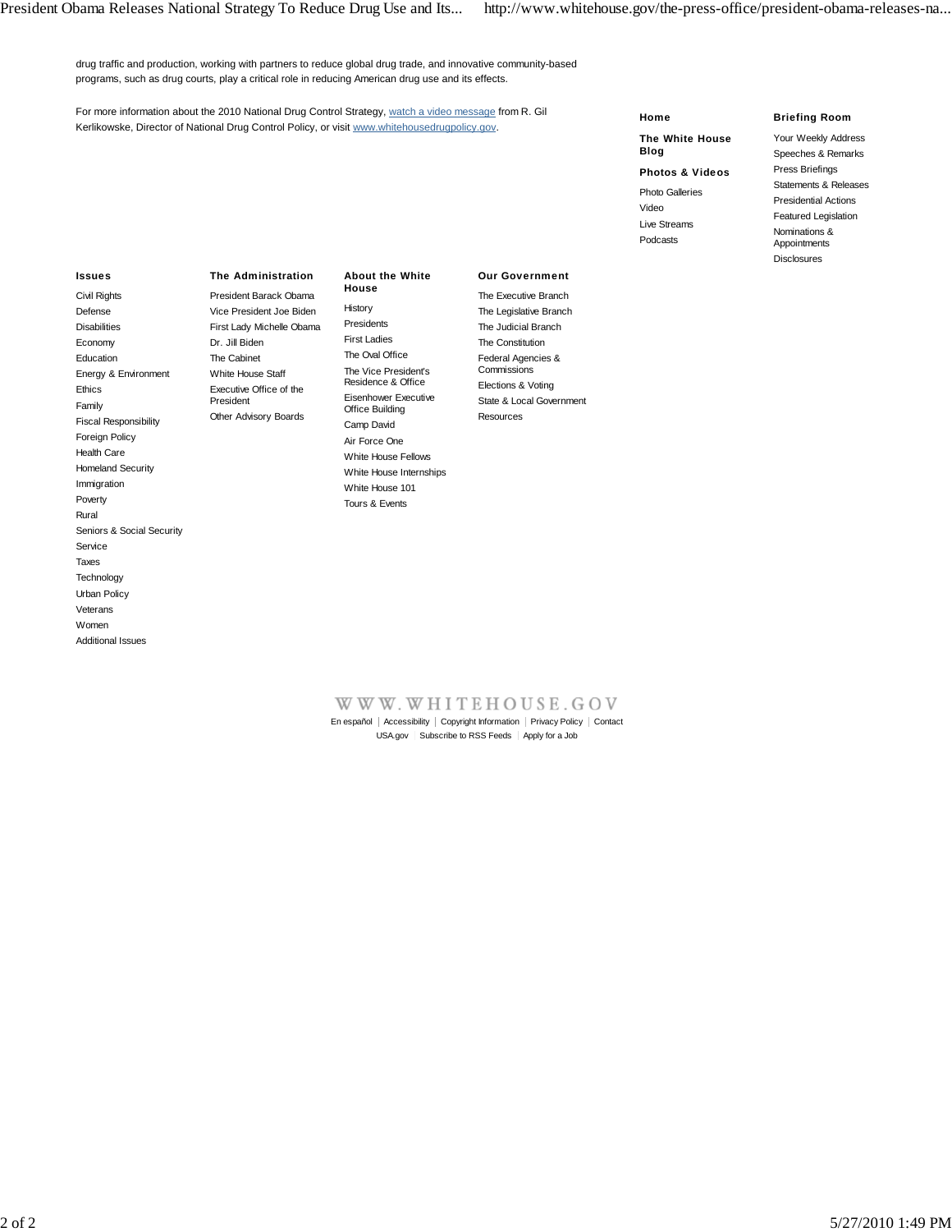drug traffic and production, working with partners to reduce global drug trade, and innovative community-based programs, such as drug courts, play a critical role in reducing American drug use and its effects.

For more information about the 2010 National Drug Control Strategy, watch a video message from R. Gil Kerlikowske, Director of National Drug Control Policy, or visit www.whitehousedrugpolicy.gov.

**Home**

**The White House Blog**

**Photos & Videos**

- Photo Galleries
- Video
- Live Streams
- Podcasts

**Briefing Room**

- Your Weekly Address
- Speeches & Remarks
- Press Briefings
- Statements & Releases
- Presidential Actions
- Featured Legislation
- Nominations & Appointments
- Disclosures

**Issues**

- Civil Rights
- Defense
- Disabilities
- Economy
- Education
- Energy & Environment
- Ethics
- Family
- Fiscal Responsibility
- Foreign Policy
- Health Care
- Homeland Security
- Immigration
- Poverty
- Rural
- Seniors & Social Security
- Service
- Taxes
- Technology
- Urban Policy
- Veterans
- Women
- Additional Issues

**The Administration**

- President Barack Obama
- Vice President Joe Biden
- First Lady Michelle Obama
- Dr. Jill Biden
- The Cabinet
- White House Staff
- Executive Office of the President
- Other Advisory Boards

**About the White House**

- History
- Presidents
- First Ladies
- The Oval Office
- The Vice President's Residence & Office
- Eisenhower Executive Office Building
- Camp David
- Air Force One
- White House Fellows
- White House Internships
- White House 101
- Tours & Events

**Our Government**

- The Executive Branch
- The Legislative Branch
- The Judicial Branch
- The Constitution
- Federal Agencies & Commissions
- Elections & Voting
- State & Local Government
- Resources

WWW.WHITEHOUSE.GOV

En español | Accessibility | Copyright Information | Privacy Policy | Contact
USA.gov | Subscribe to RSS Feeds | Apply for a Job